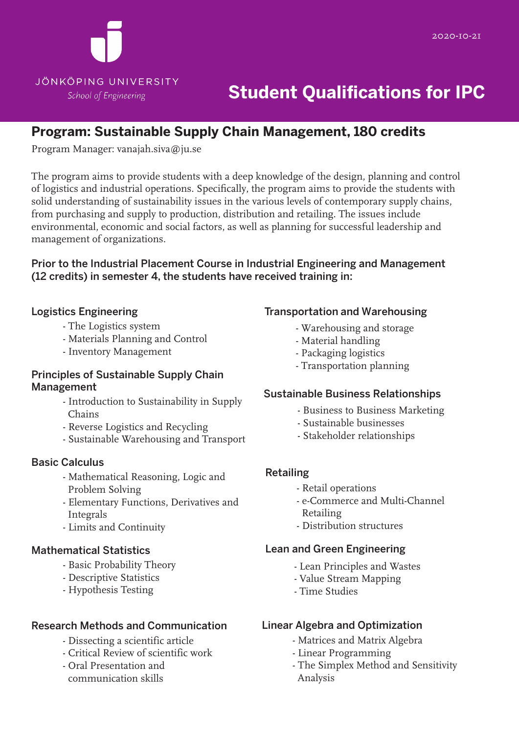JÖNKÖPING UNIVERSITY

*School of Engineering*

2020-10-21

# Student Qualifications for IPC

## Program: Sustainable Supply Chain Management, 180 credits

Program Manager: vanajah.siva@ju.se

The program aims to provide students with a deep knowledge of the design, planning and control of logistics and industrial operations. Specifically, the program aims to provide the students with solid understanding of sustainability issues in the various levels of contemporary supply chains, from purchasing and supply to production, distribution and retailing. The issues include environmental, economic and social factors, as well as planning for successful leadership and management of organizations.

**Prior to the Industrial Placement Course in Industrial Engineering and Management (12 credits) in semester 4, the students have received training in:**

### Logistics Engineering

- The Logistics system
- Materials Planning and Control
- Inventory Management

### Principles of Sustainable Supply Chain Management

- Introduction to Sustainability in Supply Chains
- Reverse Logistics and Recycling
- Sustainable Warehousing and Transport

### Basic Calculus

- Mathematical Reasoning, Logic and Problem Solving
- Elementary Functions, Derivatives and Integrals
- Limits and Continuity

### Mathematical Statistics

- Basic Probability Theory
- Descriptive Statistics
- Hypothesis Testing

### Research Methods and Communication

- Dissecting a scientific article
- Critical Review of scientific work
- Oral Presentation and communication skills

### Transportation and Warehousing

- Warehousing and storage
- Material handling
- Packaging logistics
- Transportation planning

### Sustainable Business Relationships

- Business to Business Marketing
- Sustainable businesses
- Stakeholder relationships

### Retailing

- Retail operations
- e-Commerce and Multi-Channel Retailing
- Distribution structures

### Lean and Green Engineering

- Lean Principles and Wastes
- Value Stream Mapping
- Time Studies

### Linear Algebra and Optimization

- Matrices and Matrix Algebra
- Linear Programming
- The Simplex Method and Sensitivity Analysis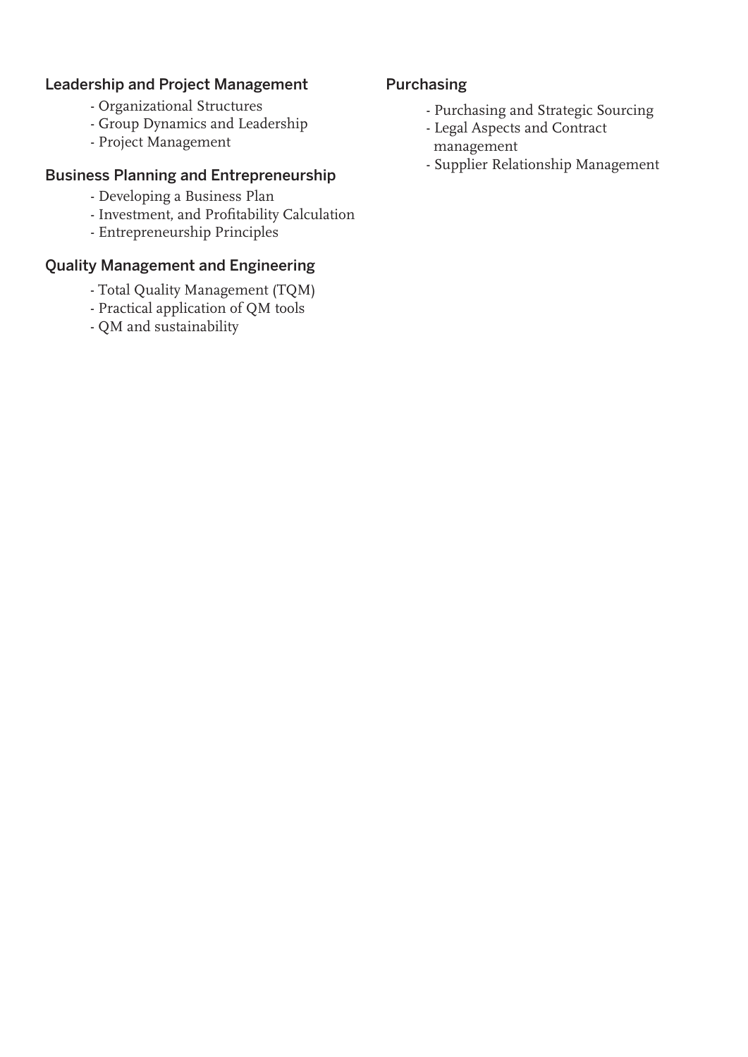### Leadership and Project Management

- Organizational Structures
- Group Dynamics and Leadership
- Project Management

### Business Planning and Entrepreneurship

- Developing a Business Plan
- Investment, and Profitability Calculation
- Entrepreneurship Principles

### Quality Management and Engineering

- Total Quality Management (TQM)
- Practical application of QM tools
- QM and sustainability

### Purchasing

- Purchasing and Strategic Sourcing
- Legal Aspects and Contract management
- Supplier Relationship Management